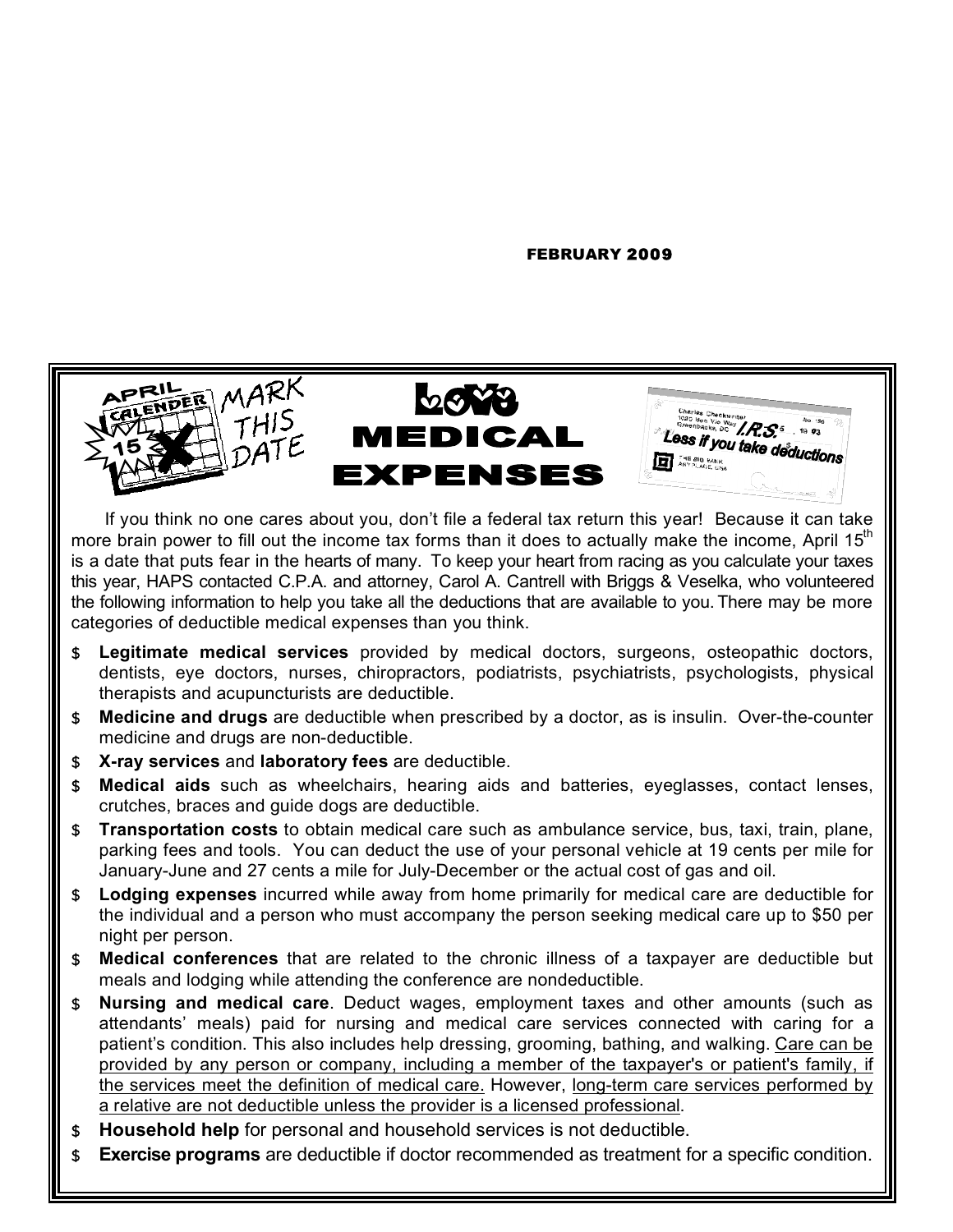FEBRUARY 2009

# LOVE MEDICAL EXPENSES

If you think no one cares about you, don't file a federal tax return this year! Because it can take more brain power to fill out the income tax forms than it does to actually make the income, April 15th is a date that puts fear in the hearts of many. To keep your heart from racing as you calculate your taxes this year, HAPS contacted C.P.A. and attorney, Carol A. Cantrell with Briggs & Veselka, who volunteered the following information to help you take all the deductions that are available to you. There may be more categories of deductible medical expenses than you think.

- **Legitimate medical services** provided by medical doctors, surgeons, osteopathic doctors, dentists, eye doctors, nurses, chiropractors, podiatrists, psychiatrists, psychologists, physical therapists and acupuncturists are deductible.
- **Medicine and drugs** are deductible when prescribed by a doctor, as is insulin. Over-the-counter medicine and drugs are non-deductible.
- **X-ray services** and **laboratory fees** are deductible.
- **Medical aids** such as wheelchairs, hearing aids and batteries, eyeglasses, contact lenses, crutches, braces and guide dogs are deductible.
- **Transportation costs** to obtain medical care such as ambulance service, bus, taxi, train, plane, parking fees and tools. You can deduct the use of your personal vehicle at 19 cents per mile for January-June and 27 cents a mile for July-December or the actual cost of gas and oil.
- **Lodging expenses** incurred while away from home primarily for medical care are deductible for the individual and a person who must accompany the person seeking medical care up to $50 per night per person.
- **Medical conferences** that are related to the chronic illness of a taxpayer are deductible but meals and lodging while attending the conference are nondeductible.
- **Nursing and medical care**. Deduct wages, employment taxes and other amounts (such as attendants' meals) paid for nursing and medical care services connected with caring for a patient's condition. This also includes help dressing, grooming, bathing, and walking. Care can be provided by any person or company, including a member of the taxpayer's or patient's family, if the services meet the definition of medical care. However, long-term care services performed by a relative are not deductible unless the provider is a licensed professional.
- **Household help** for personal and household services is not deductible.
- **Exercise programs** are deductible if doctor recommended as treatment for a specific condition.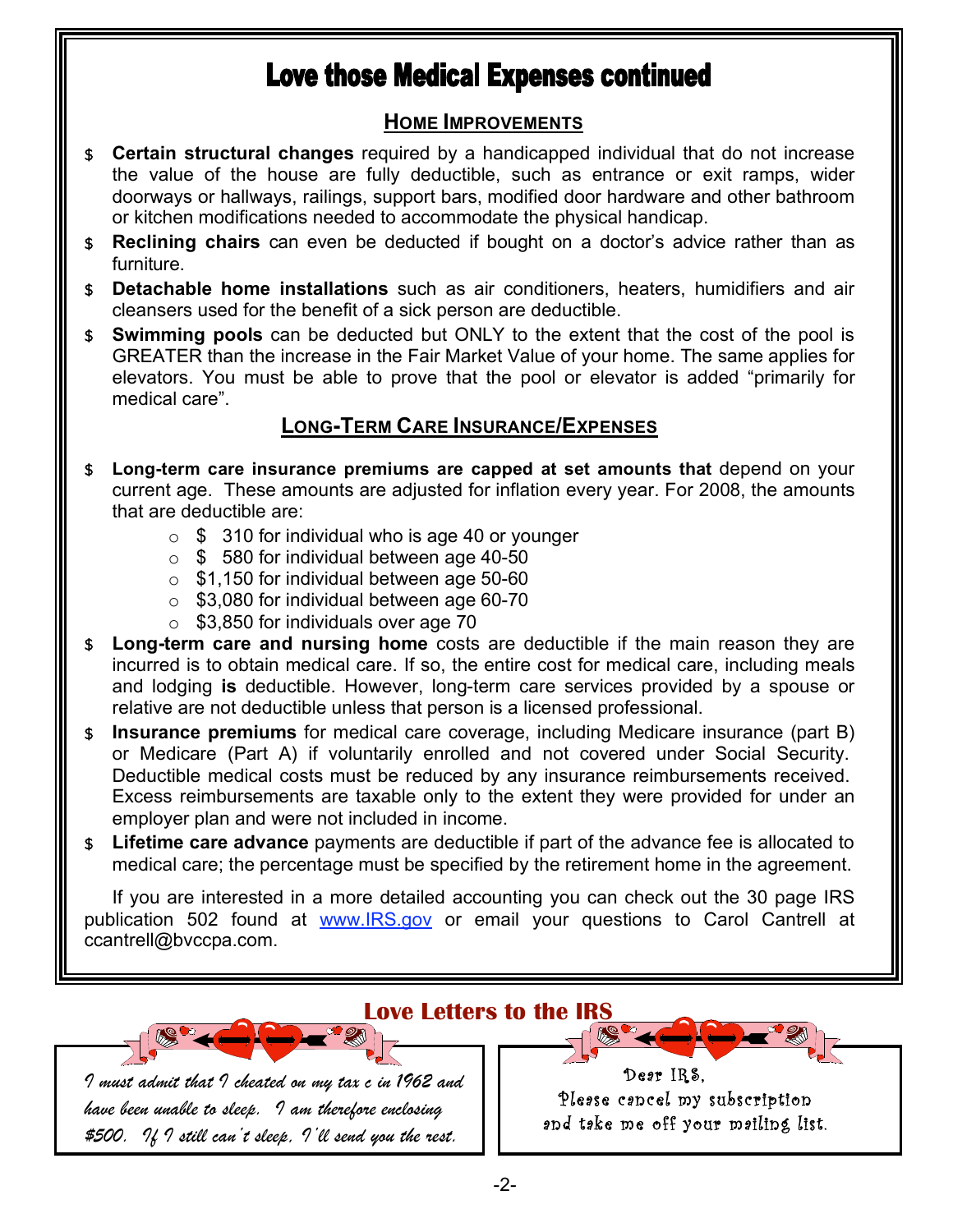# Love those Medical Expenses continued

## HOME IMPROVEMENTS

- **Certain structural changes** required by a handicapped individual that do not increase the value of the house are fully deductible, such as entrance or exit ramps, wider doorways or hallways, railings, support bars, modified door hardware and other bathroom or kitchen modifications needed to accommodate the physical handicap.
- **Reclining chairs** can even be deducted if bought on a doctor's advice rather than as furniture.
- **Detachable home installations** such as air conditioners, heaters, humidifiers and air cleansers used for the benefit of a sick person are deductible.
- **Swimming pools** can be deducted but ONLY to the extent that the cost of the pool is GREATER than the increase in the Fair Market Value of your home. The same applies for elevators. You must be able to prove that the pool or elevator is added "primarily for medical care".

## LONG-TERM CARE INSURANCE/EXPENSES

- **Long-term care insurance premiums are capped at set amounts that** depend on your current age. These amounts are adjusted for inflation every year. For 2008, the amounts that are deductible are:
  - $ 310 for individual who is age 40 or younger
  - $ 580 for individual between age 40-50
  - $1,150 for individual between age 50-60
  - $3,080 for individual between age 60-70
  - $3,850 for individuals over age 70
- **Long-term care and nursing home** costs are deductible if the main reason they are incurred is to obtain medical care. If so, the entire cost for medical care, including meals and lodging **is** deductible. However, long-term care services provided by a spouse or relative are not deductible unless that person is a licensed professional.
- **Insurance premiums** for medical care coverage, including Medicare insurance (part B) or Medicare (Part A) if voluntarily enrolled and not covered under Social Security. Deductible medical costs must be reduced by any insurance reimbursements received. Excess reimbursements are taxable only to the extent they were provided for under an employer plan and were not included in income.
- **Lifetime care advance** payments are deductible if part of the advance fee is allocated to medical care; the percentage must be specified by the retirement home in the agreement.

If you are interested in a more detailed accounting you can check out the 30 page IRS publication 502 found at www.IRS.gov or email your questions to Carol Cantrell at ccantrell@bvccpa.com.

## Love Letters to the IRS

*I must admit that I cheated on my tax c in 1962 and have been unable to sleep. I am therefore enclosing $500. If I still can't sleep, I'll send you the rest.*

Dear IRS,
Please cancel my subscription and take me off your mailing list.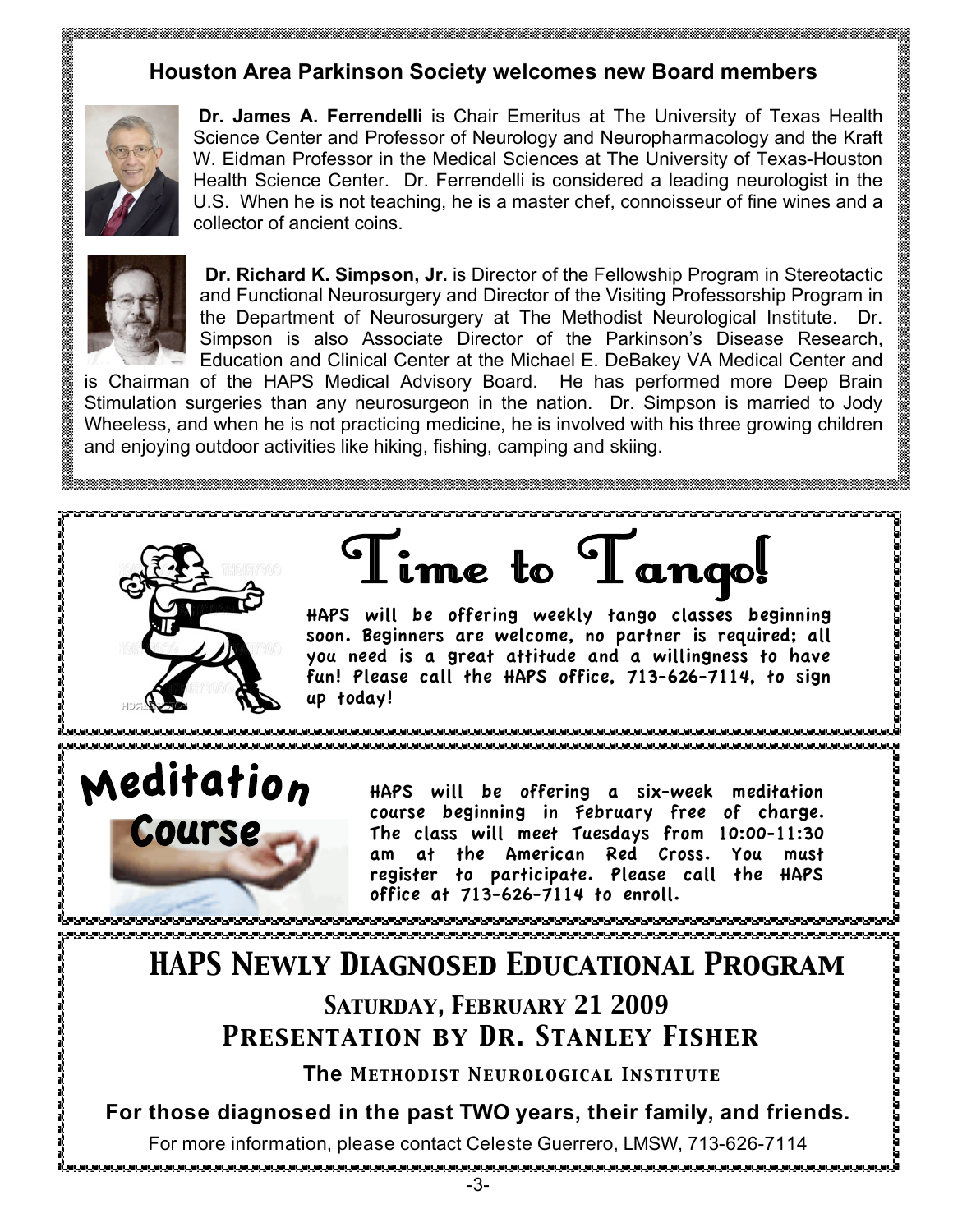## Houston Area Parkinson Society welcomes new Board members

**Dr. James A. Ferrendelli** is Chair Emeritus at The University of Texas Health Science Center and Professor of Neurology and Neuropharmacology and the Kraft W. Eidman Professor in the Medical Sciences at The University of Texas-Houston Health Science Center. Dr. Ferrendelli is considered a leading neurologist in the U.S. When he is not teaching, he is a master chef, connoisseur of fine wines and a collector of ancient coins.

**Dr. Richard K. Simpson, Jr.** is Director of the Fellowship Program in Stereotactic and Functional Neurosurgery and Director of the Visiting Professorship Program in the Department of Neurosurgery at The Methodist Neurological Institute. Dr. Simpson is also Associate Director of the Parkinson's Disease Research, Education and Clinical Center at the Michael E. DeBakey VA Medical Center and is Chairman of the HAPS Medical Advisory Board. He has performed more Deep Brain Stimulation surgeries than any neurosurgeon in the nation. Dr. Simpson is married to Jody Wheeless, and when he is not practicing medicine, he is involved with his three growing children and enjoying outdoor activities like hiking, fishing, camping and skiing.

## Time to Tango!

HAPS will be offering weekly tango classes beginning soon. Beginners are welcome, no partner is required; all you need is a great attitude and a willingness to have fun! Please call the HAPS office, 713-626-7114, to sign up today!

## Meditation Course

HAPS will be offering a six-week meditation course beginning in February free of charge. The class will meet Tuesdays from 10:00-11:30 am at the American Red Cross. You must register to participate. Please call the HAPS office at 713-626-7114 to enroll.

## HAPS Newly Diagnosed Educational Program

### Saturday, February 21 2009
### Presentation by Dr. Stanley Fisher

**The Methodist Neurological Institute**

**For those diagnosed in the past TWO years, their family, and friends.**

For more information, please contact Celeste Guerrero, LMSW, 713-626-7114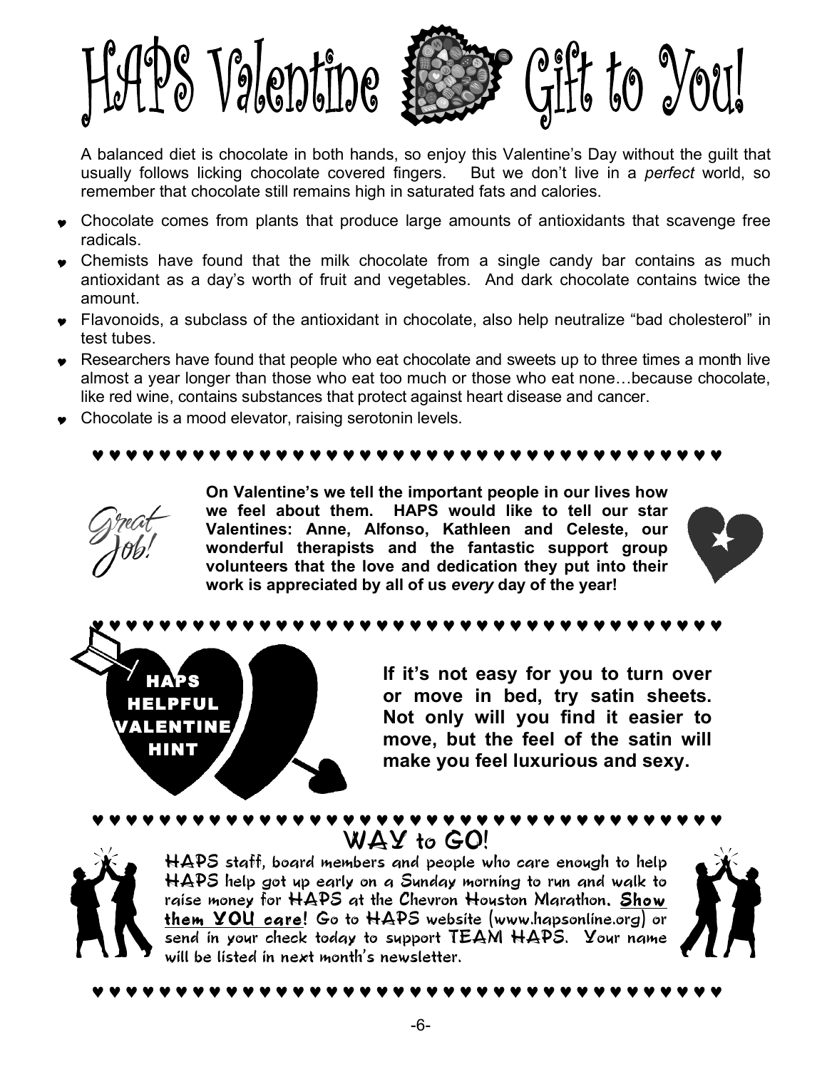# HAPS Valentine Gift to You!

A balanced diet is chocolate in both hands, so enjoy this Valentine's Day without the guilt that usually follows licking chocolate covered fingers. But we don't live in a *perfect* world, so remember that chocolate still remains high in saturated fats and calories.

- Chocolate comes from plants that produce large amounts of antioxidants that scavenge free radicals.
- Chemists have found that the milk chocolate from a single candy bar contains as much antioxidant as a day's worth of fruit and vegetables. And dark chocolate contains twice the amount.
- Flavonoids, a subclass of the antioxidant in chocolate, also help neutralize "bad cholesterol" in test tubes.
- Researchers have found that people who eat chocolate and sweets up to three times a month live almost a year longer than those who eat too much or those who eat none…because chocolate, like red wine, contains substances that protect against heart disease and cancer.
- Chocolate is a mood elevator, raising serotonin levels.

♥ ♥ ♥ ♥ ♥ ♥ ♥ ♥ ♥ ♥ ♥ ♥ ♥ ♥ ♥ ♥ ♥ ♥ ♥ ♥ ♥ ♥ ♥ ♥ ♥ ♥ ♥ ♥ ♥ ♥ ♥ ♥ ♥ ♥ ♥ ♥ ♥ ♥ ♥ ♥

*Great Job!*

**On Valentine's we tell the important people in our lives how we feel about them. HAPS would like to tell our star Valentines: Anne, Alfonso, Kathleen and Celeste, our wonderful therapists and the fantastic support group volunteers that the love and dedication they put into their work is appreciated by all of us *every* day of the year!**

♥ ♥ ♥ ♥ ♥ ♥ ♥ ♥ ♥ ♥ ♥ ♥ ♥ ♥ ♥ ♥ ♥ ♥ ♥ ♥ ♥ ♥ ♥ ♥ ♥ ♥ ♥ ♥ ♥ ♥ ♥ ♥ ♥ ♥ ♥ ♥ ♥ ♥ ♥ ♥

**HAPS HELPFUL VALENTINE HINT**

**If it's not easy for you to turn over or move in bed, try satin sheets. Not only will you find it easier to move, but the feel of the satin will make you feel luxurious and sexy.**

♥ ♥ ♥ ♥ ♥ ♥ ♥ ♥ ♥ ♥ ♥ ♥ ♥ ♥ ♥ ♥ ♥ ♥ ♥ ♥ ♥ ♥ ♥ ♥ ♥ ♥ ♥ ♥ ♥ ♥ ♥ ♥ ♥ ♥ ♥ ♥ ♥ ♥ ♥ ♥

## WAY to GO!

HAPS staff, board members and people who care enough to help HAPS help got up early on a Sunday morning to run and walk to raise money for HAPS at the Chevron Houston Marathon. **Show them YOU care!** Go to HAPS website (www.hapsonline.org) or send in your check today to support TEAM HAPS. Your name will be listed in next month's newsletter.

♥ ♥ ♥ ♥ ♥ ♥ ♥ ♥ ♥ ♥ ♥ ♥ ♥ ♥ ♥ ♥ ♥ ♥ ♥ ♥ ♥ ♥ ♥ ♥ ♥ ♥ ♥ ♥ ♥ ♥ ♥ ♥ ♥ ♥ ♥ ♥ ♥ ♥ ♥ ♥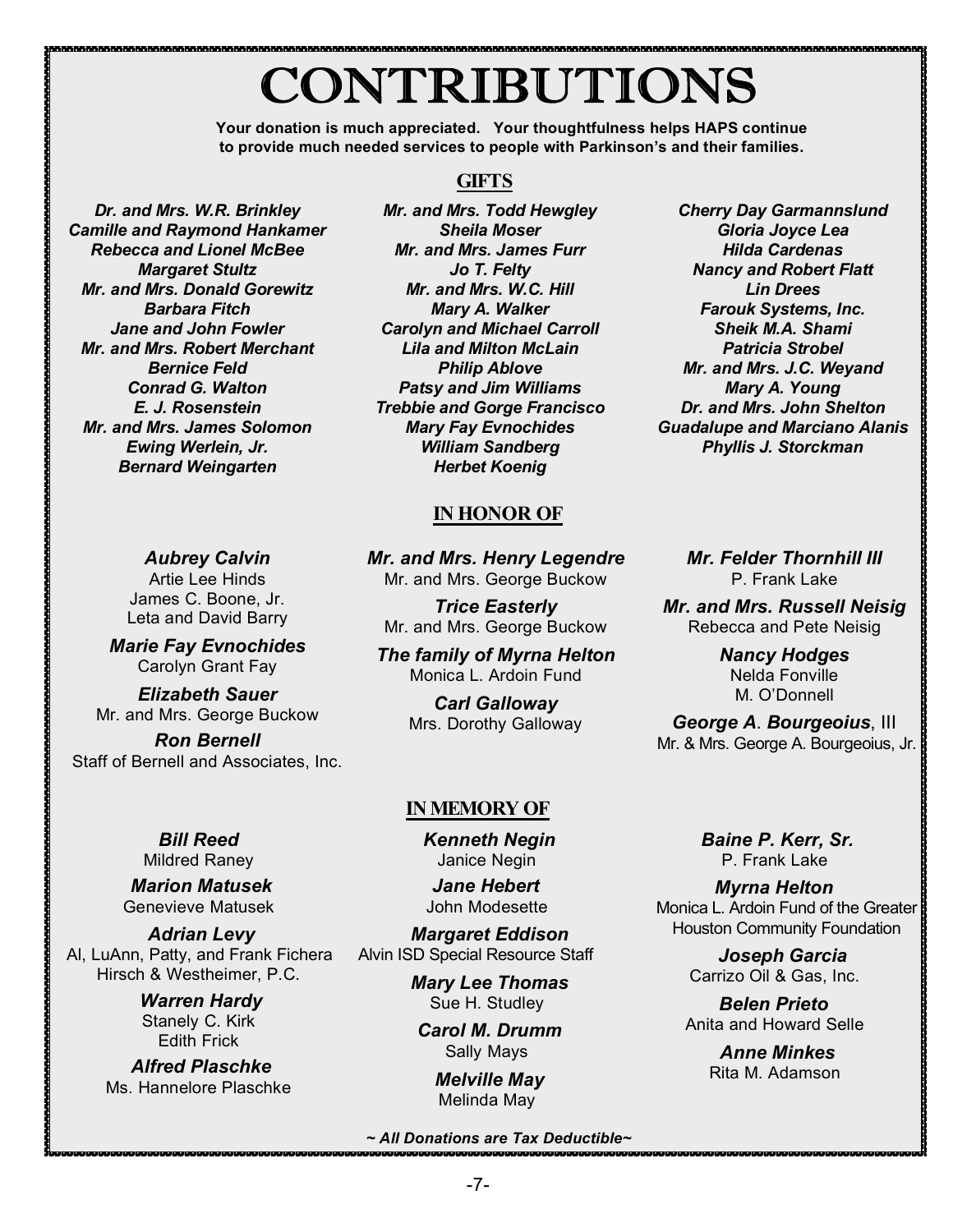# CONTRIBUTIONS

**Your donation is much appreciated. Your thoughtfulness helps HAPS continue to provide much needed services to people with Parkinson's and their families.**

## GIFTS

***Dr. and Mrs. W.R. Brinkley***
***Camille and Raymond Hankamer***
***Rebecca and Lionel McBee***
***Margaret Stultz***
***Mr. and Mrs. Donald Gorewitz***
***Barbara Fitch***
***Jane and John Fowler***
***Mr. and Mrs. Robert Merchant***
***Bernice Feld***
***Conrad G. Walton***
***E. J. Rosenstein***
***Mr. and Mrs. James Solomon***
***Ewing Werlein, Jr.***
***Bernard Weingarten***

***Mr. and Mrs. Todd Hewgley***
***Sheila Moser***
***Mr. and Mrs. James Furr***
***Jo T. Felty***
***Mr. and Mrs. W.C. Hill***
***Mary A. Walker***
***Carolyn and Michael Carroll***
***Lila and Milton McLain***
***Philip Ablove***
***Patsy and Jim Williams***
***Trebbie and Gorge Francisco***
***Mary Fay Evnochides***
***William Sandberg***
***Herbet Koenig***

***Cherry Day Garmannslund***
***Gloria Joyce Lea***
***Hilda Cardenas***
***Nancy and Robert Flatt***
***Lin Drees***
***Farouk Systems, Inc.***
***Sheik M.A. Shami***
***Patricia Strobel***
***Mr. and Mrs. J.C. Weyand***
***Mary A. Young***
***Dr. and Mrs. John Shelton***
***Guadalupe and Marciano Alanis***
***Phyllis J. Storckman***

## IN HONOR OF

***Aubrey Calvin***
Artie Lee Hinds
James C. Boone, Jr.
Leta and David Barry

***Marie Fay Evnochides***
Carolyn Grant Fay

***Elizabeth Sauer***
Mr. and Mrs. George Buckow

***Ron Bernell***
Staff of Bernell and Associates, Inc.

***Mr. and Mrs. Henry Legendre***
Mr. and Mrs. George Buckow

***Trice Easterly***
Mr. and Mrs. George Buckow

***The family of Myrna Helton***
Monica L. Ardoin Fund

***Carl Galloway***
Mrs. Dorothy Galloway

***Mr. Felder Thornhill III***
P. Frank Lake

***Mr. and Mrs. Russell Neisig***
Rebecca and Pete Neisig

***Nancy Hodges***
Nelda Fonville
M. O'Donnell

***George A. Bourgeoius***, III
Mr. & Mrs. George A. Bourgeoius, Jr.

## IN MEMORY OF

***Bill Reed***
Mildred Raney

***Marion Matusek***
Genevieve Matusek

***Adrian Levy***
Al, LuAnn, Patty, and Frank Fichera
Hirsch & Westheimer, P.C.

***Warren Hardy***
Stanely C. Kirk
Edith Frick

***Alfred Plaschke***
Ms. Hannelore Plaschke

***Kenneth Negin***
Janice Negin

***Jane Hebert***
John Modesette

***Margaret Eddison***
Alvin ISD Special Resource Staff

***Mary Lee Thomas***
Sue H. Studley

***Carol M. Drumm***
Sally Mays

***Melville May***
Melinda May

***Baine P. Kerr, Sr.***
P. Frank Lake

***Myrna Helton***
Monica L. Ardoin Fund of the Greater Houston Community Foundation

***Joseph Garcia***
Carrizo Oil & Gas, Inc.

***Belen Prieto***
Anita and Howard Selle

***Anne Minkes***
Rita M. Adamson

***~ All Donations are Tax Deductible~***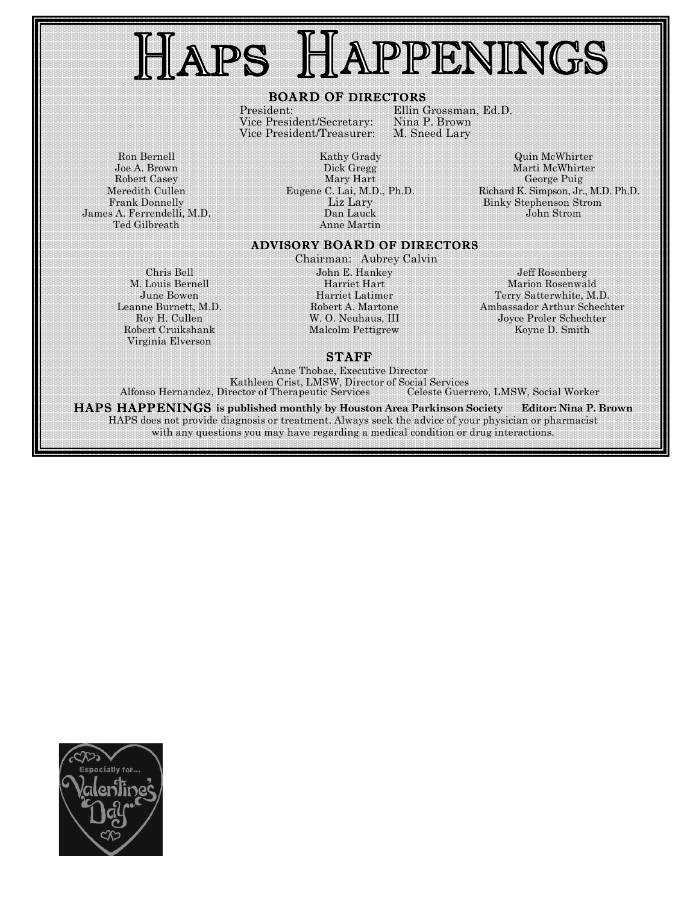# HAPS HAPPENINGS

## BOARD OF DIRECTORS

President: Ellin Grossman, Ed.D.
Vice President/Secretary: Nina P. Brown
Vice President/Treasurer: M. Sneed Lary

Ron Bernell
Joe A. Brown
Robert Casey
Meredith Cullen
Frank Donnelly
James A. Ferrendelli, M.D.
Ted Gilbreath
Kathy Grady
Dick Gregg
Mary Hart
Eugene C. Lai, M.D., Ph.D.
Liz Lary
Dan Lauck
Anne Martin
Quin McWhirter
Marti McWhirter
George Puig
Richard K. Simpson, Jr., M.D. Ph.D.
Binky Stephenson Strom
John Strom

## ADVISORY BOARD OF DIRECTORS

Chairman: Aubrey Calvin

Chris Bell
M. Louis Bernell
June Bowen
Leanne Burnett, M.D.
Roy H. Cullen
Robert Cruikshank
Virginia Elverson
John E. Hankey
Harriet Hart
Harriet Latimer
Robert A. Martone
W. O. Neuhaus, III
Malcolm Pettigrew
Jeff Rosenberg
Marion Rosenwald
Terry Satterwhite, M.D.
Ambassador Arthur Schechter
Joyce Proler Schechter
Koyne D. Smith

## STAFF

Anne Thobae, Executive Director
Kathleen Crist, LMSW, Director of Social Services
Alfonso Hernandez, Director of Therapeutic Services
Celeste Guerrero, LMSW, Social Worker

**HAPS HAPPENINGS is published monthly by Houston Area Parkinson Society** **Editor: Nina P. Brown**

HAPS does not provide diagnosis or treatment. Always seek the advice of your physician or pharmacist with any questions you may have regarding a medical condition or drug interactions.

Especially for... Valentine's Day